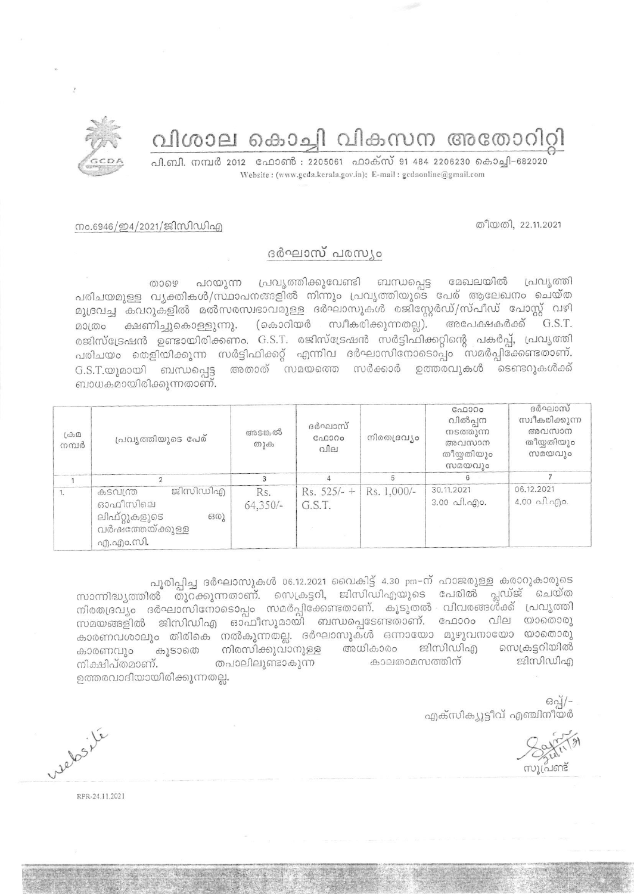# വിശാല കൊച്ചി വികസന അതോറിറ്റി

പി.ബി. നമ്പർ 2012 ഫോൺ : 2205061 ഫാക്സ് 91 484 2206230 കൊച്ചി-682020
Website : (www.gcda.kerala.gov.in); E-mail : gcdaonline@gmail.com

നം.6946/ഇ4/2021/ജിസിഡിഎ

തീയതി, 22.11.2021

## ദർഘാസ് പരസ്യം

താഴെ പറയുന്ന പ്രവൃത്തിക്കുവേണ്ടി ബന്ധപ്പെട്ട മേഖലയിൽ പ്രവൃത്തി പരിചയമുള്ള വ്യക്തികൾ/സ്ഥാപനങ്ങളിൽ നിന്നും പ്രവൃത്തിയുടെ പേര് ആലേഖനം ചെയ്ത മുദ്രവച്ച കവറുകളിൽ മൽസരസ്വഭാവമുള്ള ദർഘാസുകൾ രജിസ്റ്റേർഡ്/സ്പീഡ് പോസ്റ്റ് വഴി മാത്രം ക്ഷണിച്ചുകൊള്ളുന്നു. (കൊറിയർ സ്വീകരിക്കുന്നതല്ല). അപേക്ഷകർക്ക് G.S.T. രജിസ്ട്രേഷൻ ഉണ്ടായിരിക്കണം. G.S.T. രജിസ്ട്രേഷൻ സർട്ടിഫിക്കറ്റിന്റെ പകർപ്പ്, പ്രവൃത്തി പരിചയം തെളിയിക്കുന്ന സർട്ടിഫിക്കറ്റ് എന്നിവ ദർഘാസിനോടൊപ്പം സമർപ്പിക്കേണ്ടതാണ്. G.S.T.യുമായി ബന്ധപ്പെട്ട അതാത് സമയത്തെ സർക്കാർ ഉത്തരവുകൾ ടെണ്ടറുകൾക്ക് ബാധകമായിരിക്കുന്നതാണ്.

| ക്രമ നമ്പർ | പ്രവൃത്തിയുടെ പേര് | അടങ്കൽ തുക | ദർഘാസ് ഫോറം വില | നിരതദ്രവ്യം | ഫോറം വിൽപ്പന നടത്തുന്ന അവസാന തീയ്യതിയും സമയവും | ദർഘാസ് സ്വീകരിക്കുന്ന അവസാന തീയ്യതിയും സമയവും |
|---|---|---|---|---|---|---|
| 1 | 2 | 3 | 4 | 5 | 6 | 7 |
| 1. | കടവന്ത്ര ജിസിഡിഎ ഓഫീസിലെ ലിഫ്റ്റുകളുടെ ഒരു വർഷത്തേയ്ക്കുള്ള എ.എം.സി. | Rs. 64,350/- | Rs. 525/- + G.S.T. | Rs. 1,000/- | 30.11.2021 3.00 പി.എം. | 06.12.2021 4.00 പി.എം. |

പൂരിപ്പിച്ച ദർഘാസുകൾ 06.12.2021 വൈകിട്ട് 4.30 pm-ന് ഹാജരുള്ള കരാറുകാരുടെ സാന്നിദ്ധ്യത്തിൽ തുറക്കുന്നതാണ്. സെക്രട്ടറി, ജിസിഡിഎയുടെ പേരിൽ പ്ലഡ്ജ് ചെയ്ത നിരതദ്രവ്യം ദർഘാസിനോടൊപ്പം സമർപ്പിക്കേണ്ടതാണ്. കൂടുതൽ വിവരങ്ങൾക്ക് പ്രവൃത്തി സമയങ്ങളിൽ ജിസിഡിഎ ഓഫീസുമായി ബന്ധപ്പെടേണ്ടതാണ്. ഫോറം വില യാതൊരു കാരണവശാലും തിരികെ നൽകുന്നതല്ല. ദർഘാസുകൾ ഒന്നായോ മുഴുവനായോ യാതൊരു കാരണവും കൂടാതെ നിരസിക്കുവാനുള്ള അധികാരം ജിസിഡിഎ സെക്രട്ടറിയിൽ നിക്ഷിപ്തമാണ്. തപാലിലുണ്ടാകുന്ന കാലതാമസത്തിന് ജിസിഡിഎ ഉത്തരവാദിയായിരിക്കുന്നതല്ല.

ഒപ്പ്/-
എക്സിക്യൂട്ടീവ് എഞ്ചിനീയർ

സൂപ്രണ്ട്

website

RPR-24.11.2021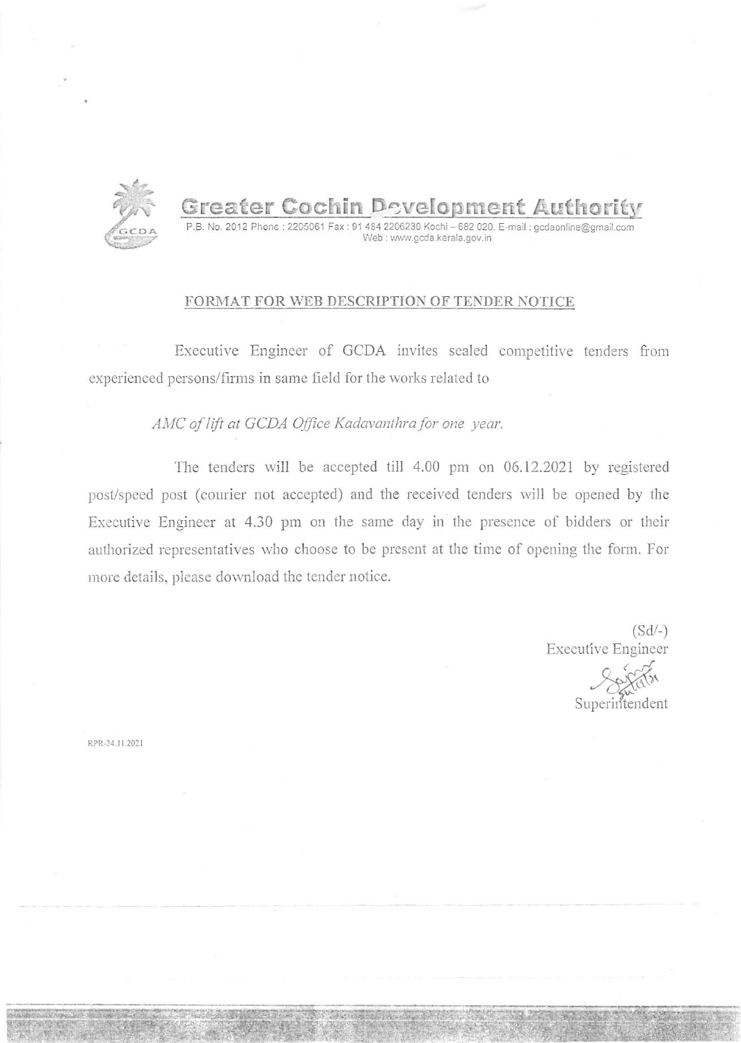# Greater Cochin Development Authority

P.B. No. 2012 Phone : 2205061 Fax : 91 484 2206230 Kochi – 682 020. E-mail : gcdaonline@gmail.com
Web : www.gcda.kerala.gov.in

## FORMAT FOR WEB DESCRIPTION OF TENDER NOTICE

Executive Engineer of GCDA invites sealed competitive tenders from experienced persons/firms in same field for the works related to

*AMC of lift at GCDA Office Kadavanthra for one year.*

The tenders will be accepted till 4.00 pm on 06.12.2021 by registered post/speed post (courier not accepted) and the received tenders will be opened by the Executive Engineer at 4.30 pm on the same day in the presence of bidders or their authorized representatives who choose to be present at the time of opening the form. For more details, please download the tender notice.

(Sd/-)
Executive Engineer

Superintendent

RPR-24.11.2021